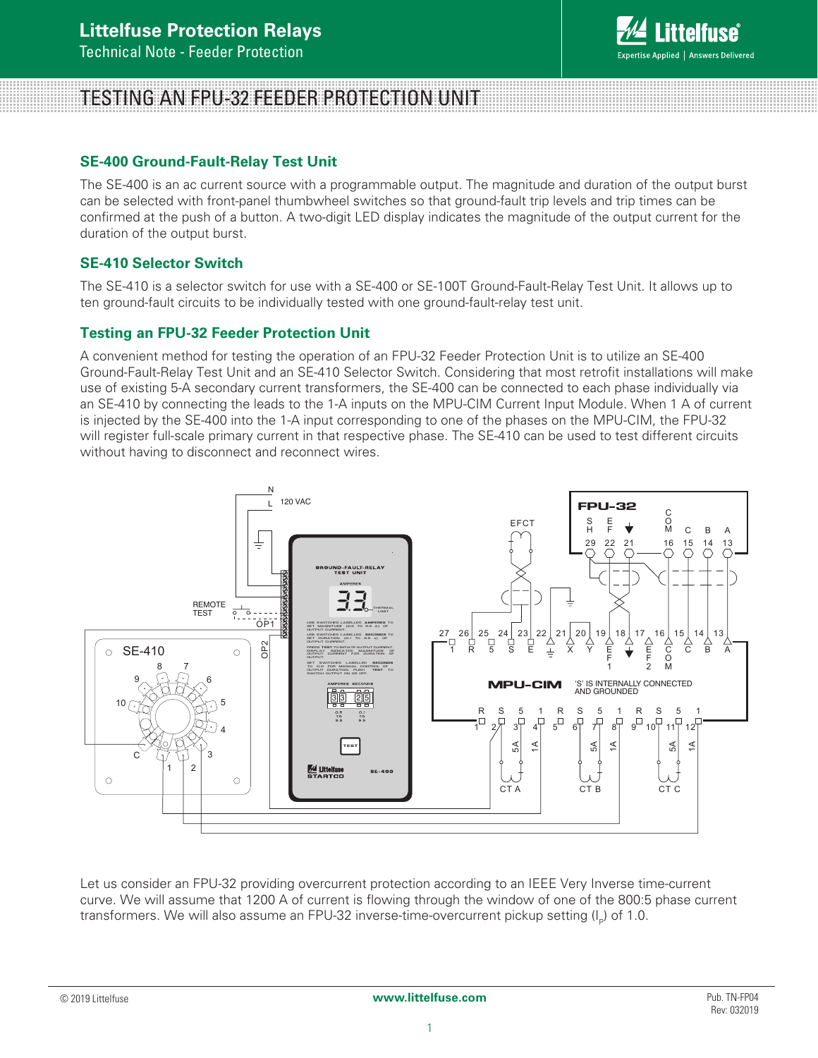# TESTING AN FPU-32 FEEDER PROTECTION UNIT

## SE-400 Ground-Fault-Relay Test Unit

The SE-400 is an ac current source with a programmable output. The magnitude and duration of the output burst can be selected with front-panel thumbwheel switches so that ground-fault trip levels and trip times can be confirmed at the push of a button. A two-digit LED display indicates the magnitude of the output current for the duration of the output burst.

## SE-410 Selector Switch

The SE-410 is a selector switch for use with a SE-400 or SE-100T Ground-Fault-Relay Test Unit. It allows up to ten ground-fault circuits to be individually tested with one ground-fault-relay test unit.

## Testing an FPU-32 Feeder Protection Unit

A convenient method for testing the operation of an FPU-32 Feeder Protection Unit is to utilize an SE-400 Ground-Fault-Relay Test Unit and an SE-410 Selector Switch. Considering that most retrofit installations will make use of existing 5-A secondary current transformers, the SE-400 can be connected to each phase individually via an SE-410 by connecting the leads to the 1-A inputs on the MPU-CIM Current Input Module. When 1 A of current is injected by the SE-400 into the 1-A input corresponding to one of the phases on the MPU-CIM, the FPU-32 will register full-scale primary current in that respective phase. The SE-410 can be used to test different circuits without having to disconnect and reconnect wires.

Let us consider an FPU-32 providing overcurrent protection according to an IEEE Very Inverse time-current curve. We will assume that 1200 A of current is flowing through the window of one of the 800:5 phase current transformers. We will also assume an FPU-32 inverse-time-overcurrent pickup setting ($I_p$) of 1.0.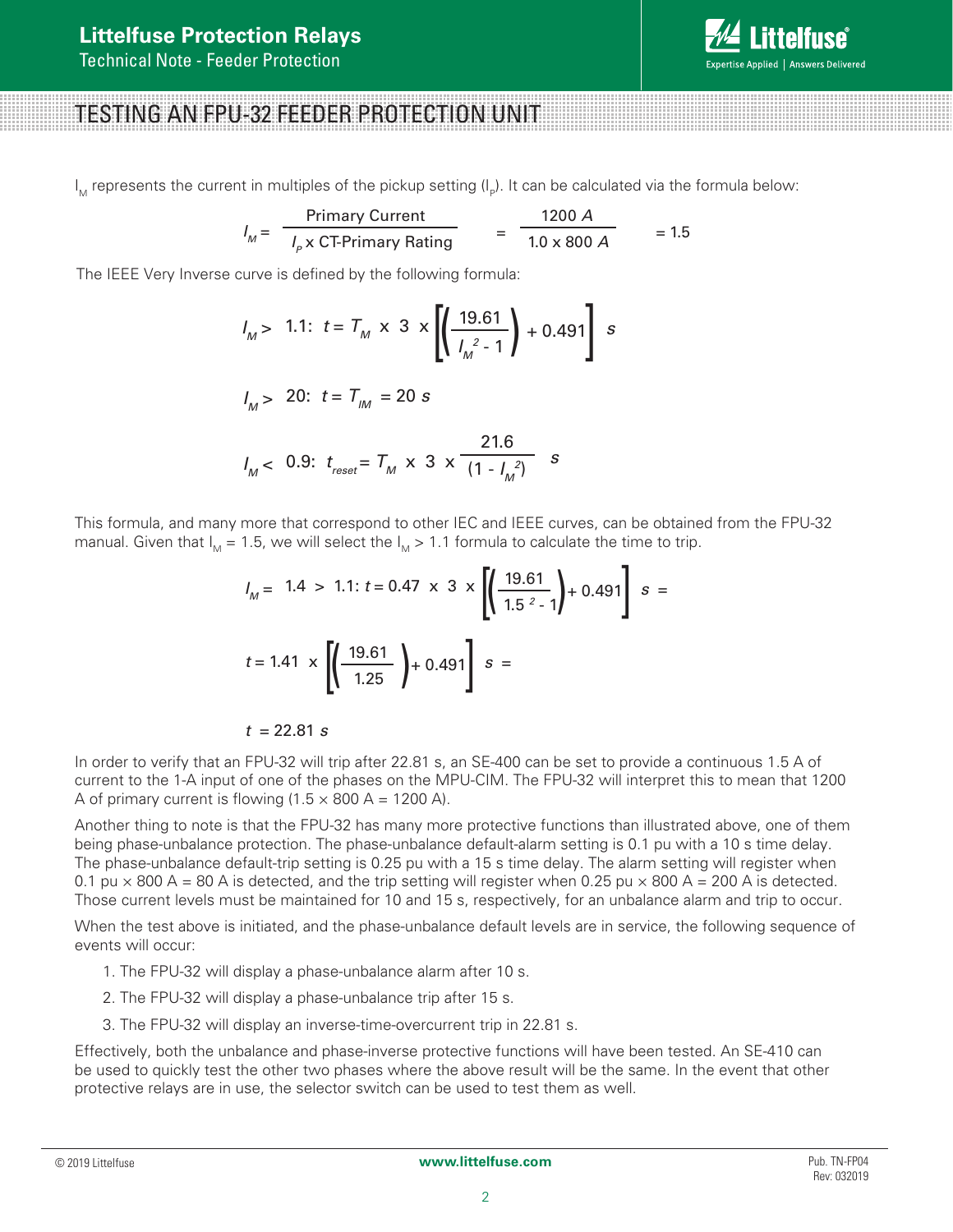# TESTING AN FPU-32 FEEDER PROTECTION UNIT

$I_M$ represents the current in multiples of the pickup setting ($I_P$). It can be calculated via the formula below:

$$I_M = \frac{\text{Primary Current}}{I_P \times \text{CT-Primary Rating}} = \frac{1200\ A}{1.0 \times 800\ A} = 1.5$$

The IEEE Very Inverse curve is defined by the following formula:

$$I_M > 1.1: \ t = T_M \times 3 \times \left[\left(\frac{19.61}{I_M^{\ 2} - 1}\right) + 0.491\right] \ s$$

$$I_M > 20: \ t = T_{IM} = 20\ s$$

$$I_M < 0.9: \ t_{reset} = T_M \times 3 \times \frac{21.6}{(1 - I_M^{\ 2})} \ s$$

This formula, and many more that correspond to other IEC and IEEE curves, can be obtained from the FPU-32 manual. Given that $I_M = 1.5$, we will select the $I_M > 1.1$ formula to calculate the time to trip.

$$I_M = 1.4 > 1.1: t = 0.47 \times 3 \times \left[\left(\frac{19.61}{1.5^{\ 2} - 1}\right) + 0.491\right] \ s =$$

$$t = 1.41 \times \left[\left(\frac{19.61}{1.25}\right) + 0.491\right] \ s =$$

$$t = 22.81\ s$$

In order to verify that an FPU-32 will trip after 22.81 s, an SE-400 can be set to provide a continuous 1.5 A of current to the 1-A input of one of the phases on the MPU-CIM. The FPU-32 will interpret this to mean that 1200 A of primary current is flowing (1.5 × 800 A = 1200 A).

Another thing to note is that the FPU-32 has many more protective functions than illustrated above, one of them being phase-unbalance protection. The phase-unbalance default-alarm setting is 0.1 pu with a 10 s time delay. The phase-unbalance default-trip setting is 0.25 pu with a 15 s time delay. The alarm setting will register when 0.1 pu × 800 A = 80 A is detected, and the trip setting will register when 0.25 pu × 800 A = 200 A is detected. Those current levels must be maintained for 10 and 15 s, respectively, for an unbalance alarm and trip to occur.

When the test above is initiated, and the phase-unbalance default levels are in service, the following sequence of events will occur:

1. The FPU-32 will display a phase-unbalance alarm after 10 s.
2. The FPU-32 will display a phase-unbalance trip after 15 s.
3. The FPU-32 will display an inverse-time-overcurrent trip in 22.81 s.

Effectively, both the unbalance and phase-inverse protective functions will have been tested. An SE-410 can be used to quickly test the other two phases where the above result will be the same. In the event that other protective relays are in use, the selector switch can be used to test them as well.